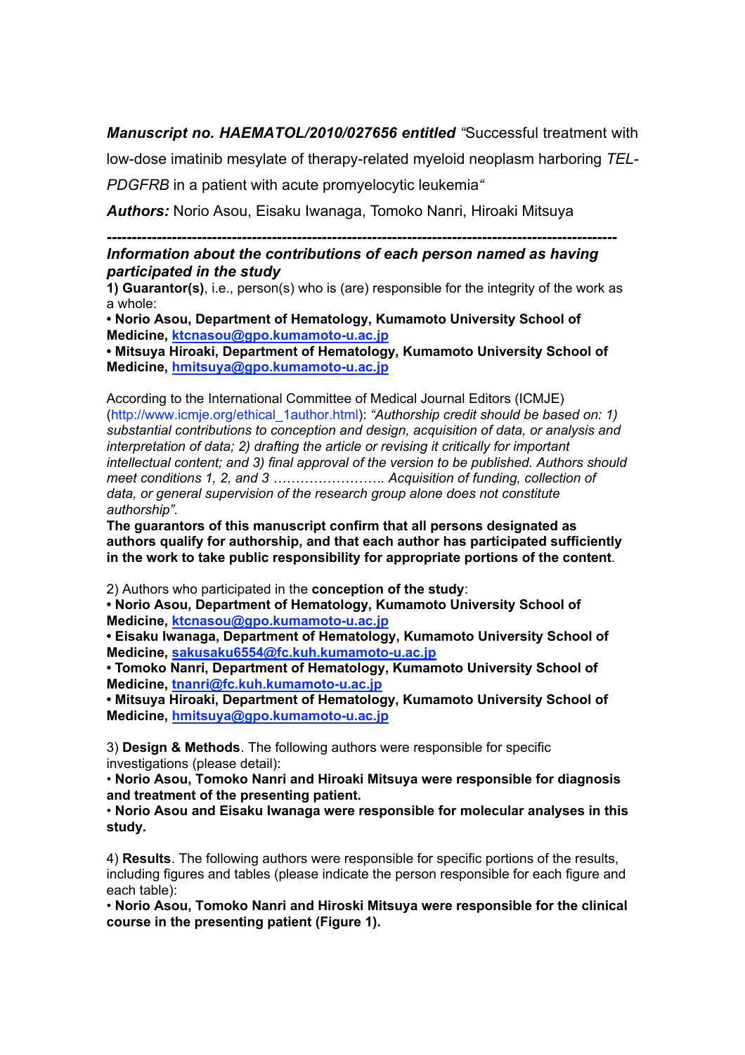***Manuscript no. HAEMATOL/2010/027656 entitled*** *"*Successful treatment with low-dose imatinib mesylate of therapy-related myeloid neoplasm harboring *TEL-PDGFRB* in a patient with acute promyelocytic leukemia*"*

***Authors:*** Norio Asou, Eisaku Iwanaga, Tomoko Nanri, Hiroaki Mitsuya

---

***Information about the contributions of each person named as having participated in the study***

**1) Guarantor(s)**, i.e., person(s) who is (are) responsible for the integrity of the work as a whole:

**• Norio Asou, Department of Hematology, Kumamoto University School of Medicine, ktcnasou@gpo.kumamoto-u.ac.jp**

**• Mitsuya Hiroaki, Department of Hematology, Kumamoto University School of Medicine, hmitsuya@gpo.kumamoto-u.ac.jp**

According to the International Committee of Medical Journal Editors (ICMJE) (http://www.icmje.org/ethical_1author.html): *"Authorship credit should be based on: 1) substantial contributions to conception and design, acquisition of data, or analysis and interpretation of data; 2) drafting the article or revising it critically for important intellectual content; and 3) final approval of the version to be published. Authors should meet conditions 1, 2, and 3 ……………………. Acquisition of funding, collection of data, or general supervision of the research group alone does not constitute authorship".*

**The guarantors of this manuscript confirm that all persons designated as authors qualify for authorship, and that each author has participated sufficiently in the work to take public responsibility for appropriate portions of the content**.

2) Authors who participated in the **conception of the study**:

**• Norio Asou, Department of Hematology, Kumamoto University School of Medicine, ktcnasou@gpo.kumamoto-u.ac.jp**

**• Eisaku Iwanaga, Department of Hematology, Kumamoto University School of Medicine, sakusaku6554@fc.kuh.kumamoto-u.ac.jp**

**• Tomoko Nanri, Department of Hematology, Kumamoto University School of Medicine, tnanri@fc.kuh.kumamoto-u.ac.jp**

**• Mitsuya Hiroaki, Department of Hematology, Kumamoto University School of Medicine, hmitsuya@gpo.kumamoto-u.ac.jp**

3) **Design & Methods**. The following authors were responsible for specific investigations (please detail):

• **Norio Asou, Tomoko Nanri and Hiroaki Mitsuya were responsible for diagnosis and treatment of the presenting patient.**

• **Norio Asou and Eisaku Iwanaga were responsible for molecular analyses in this study.**

4) **Results**. The following authors were responsible for specific portions of the results, including figures and tables (please indicate the person responsible for each figure and each table):

• **Norio Asou, Tomoko Nanri and Hiroski Mitsuya were responsible for the clinical course in the presenting patient (Figure 1).**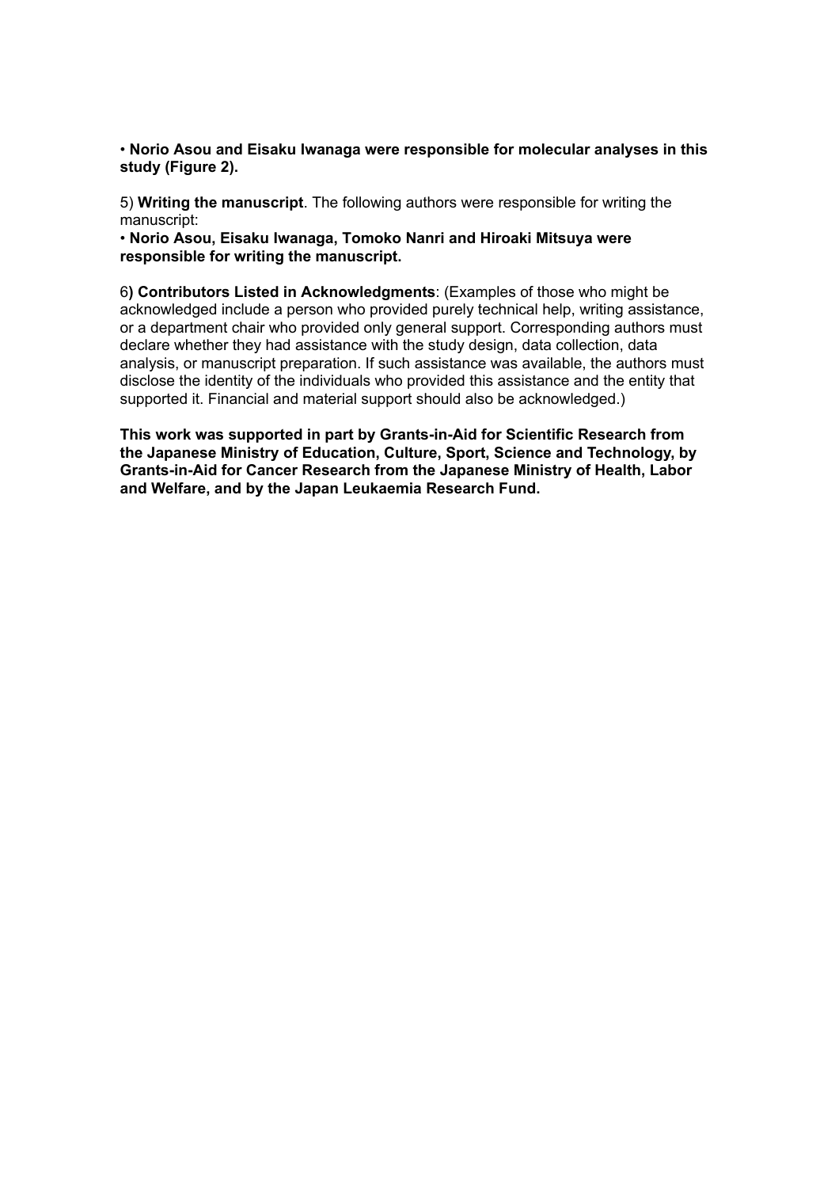• **Norio Asou and Eisaku Iwanaga were responsible for molecular analyses in this study (Figure 2).**

5) **Writing the manuscript**. The following authors were responsible for writing the manuscript:

• **Norio Asou, Eisaku Iwanaga, Tomoko Nanri and Hiroaki Mitsuya were responsible for writing the manuscript.**

6**) Contributors Listed in Acknowledgments**: (Examples of those who might be acknowledged include a person who provided purely technical help, writing assistance, or a department chair who provided only general support. Corresponding authors must declare whether they had assistance with the study design, data collection, data analysis, or manuscript preparation. If such assistance was available, the authors must disclose the identity of the individuals who provided this assistance and the entity that supported it. Financial and material support should also be acknowledged.)

**This work was supported in part by Grants-in-Aid for Scientific Research from the Japanese Ministry of Education, Culture, Sport, Science and Technology, by Grants-in-Aid for Cancer Research from the Japanese Ministry of Health, Labor and Welfare, and by the Japan Leukaemia Research Fund.**